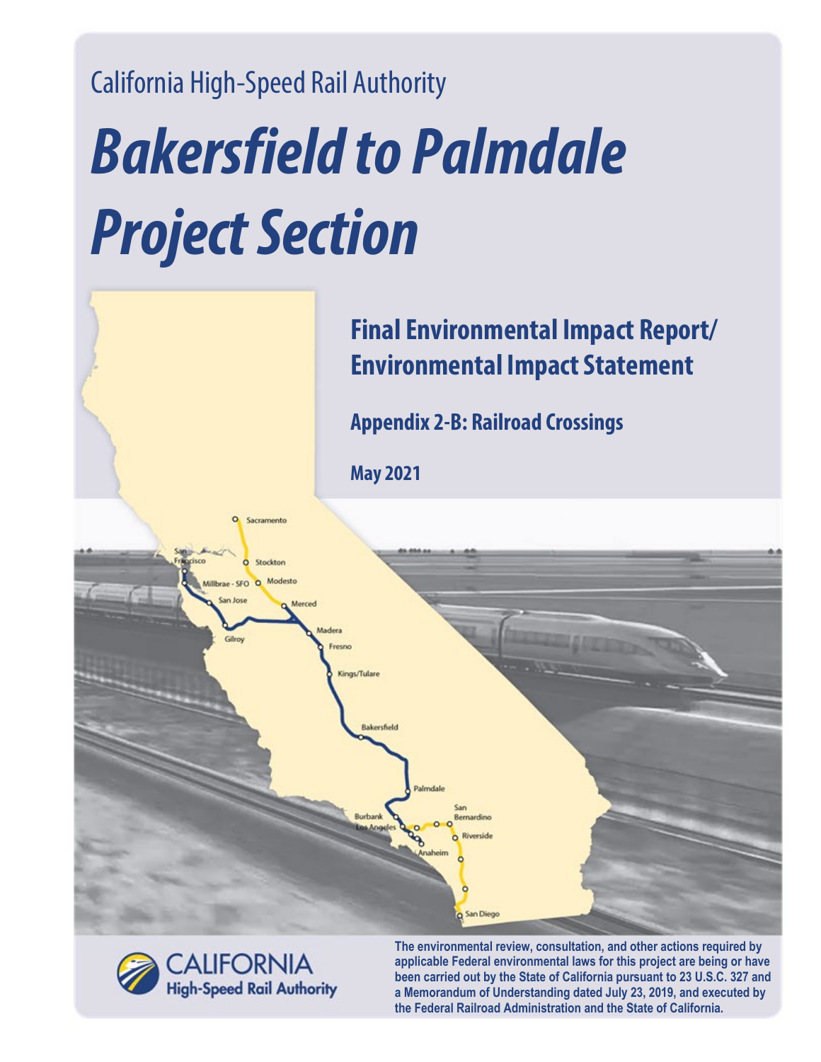California High-Speed Rail Authority

# Bakersfield to Palmdale Project Section

## Final Environmental Impact Report/ Environmental Impact Statement

### Appendix 2-B: Railroad Crossings

**May 2021**

**The environmental review, consultation, and other actions required by applicable Federal environmental laws for this project are being or have been carried out by the State of California pursuant to 23 U.S.C. 327 and a Memorandum of Understanding dated July 23, 2019, and executed by the Federal Railroad Administration and the State of California.**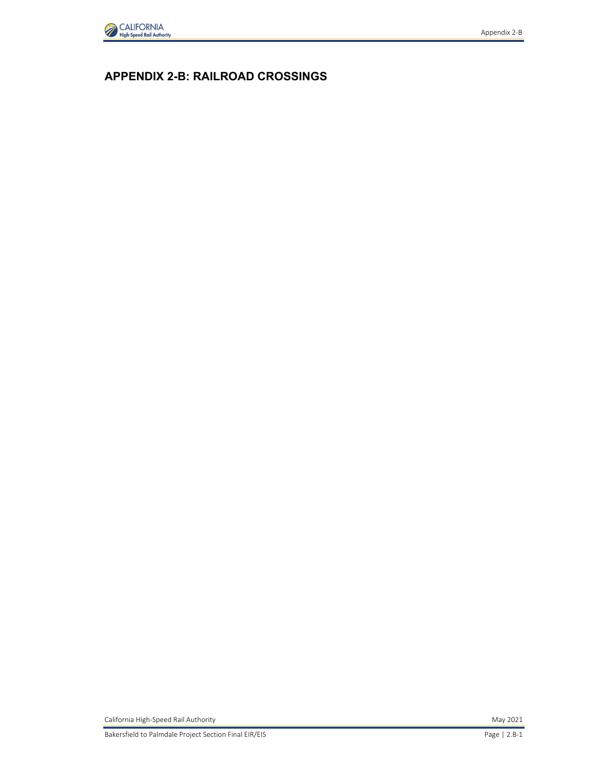# APPENDIX 2-B: RAILROAD CROSSINGS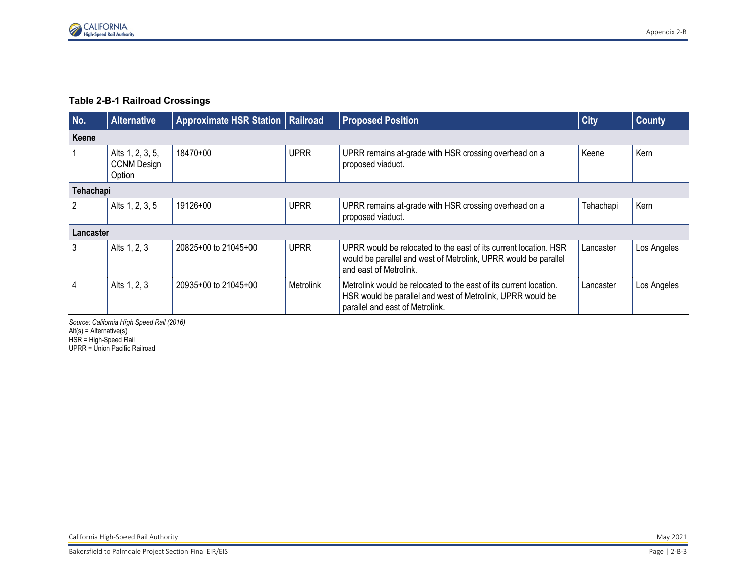**Table 2-B-1 Railroad Crossings**

| No. | Alternative | Approximate HSR Station | Railroad | Proposed Position | City | County |
|---|---|---|---|---|---|---|
| **Keene** | | | | | | |
| 1 | Alts 1, 2, 3, 5, CCNM Design Option | 18470+00 | UPRR | UPRR remains at-grade with HSR crossing overhead on a proposed viaduct. | Keene | Kern |
| **Tehachapi** | | | | | | |
| 2 | Alts 1, 2, 3, 5 | 19126+00 | UPRR | UPRR remains at-grade with HSR crossing overhead on a proposed viaduct. | Tehachapi | Kern |
| **Lancaster** | | | | | | |
| 3 | Alts 1, 2, 3 | 20825+00 to 21045+00 | UPRR | UPRR would be relocated to the east of its current location. HSR would be parallel and west of Metrolink, UPRR would be parallel and east of Metrolink. | Lancaster | Los Angeles |
| 4 | Alts 1, 2, 3 | 20935+00 to 21045+00 | Metrolink | Metrolink would be relocated to the east of its current location. HSR would be parallel and west of Metrolink, UPRR would be parallel and east of Metrolink. | Lancaster | Los Angeles |

*Source: California High Speed Rail (2016)*
Alt(s) = Alternative(s)
HSR = High-Speed Rail
UPRR = Union Pacific Railroad